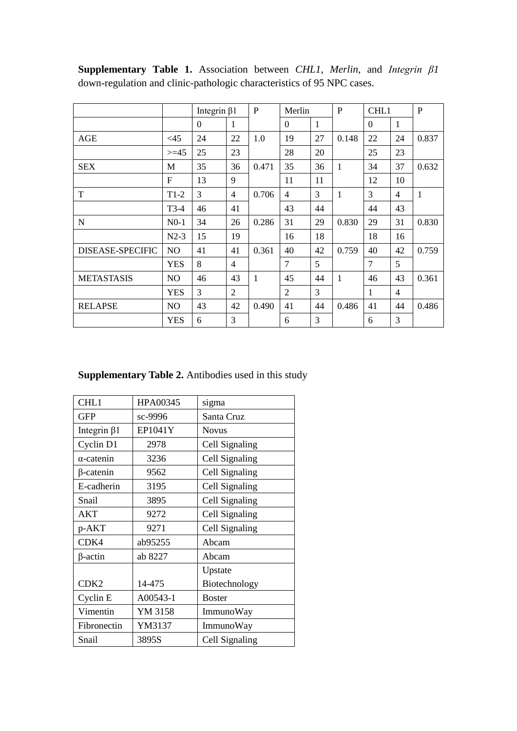**Supplementary Table 1.** Association between *CHL1*, *Merlin*, and *Integrin β1* down-regulation and clinic-pathologic characteristics of 95 NPC cases.

| | | Integrin β1 | | P | Merlin | | P | CHL1 | | P |
|---|---|---|---|---|---|---|---|---|---|---|
| | | 0 | 1 | | 0 | 1 | | 0 | 1 | |
| AGE | <45 | 24 | 22 | 1.0 | 19 | 27 | 0.148 | 22 | 24 | 0.837 |
| | >=45 | 25 | 23 | | 28 | 20 | | 25 | 23 | |
| SEX | M | 35 | 36 | 0.471 | 35 | 36 | 1 | 34 | 37 | 0.632 |
| | F | 13 | 9 | | 11 | 11 | | 12 | 10 | |
| T | T1-2 | 3 | 4 | 0.706 | 4 | 3 | 1 | 3 | 4 | 1 |
| | T3-4 | 46 | 41 | | 43 | 44 | | 44 | 43 | |
| N | N0-1 | 34 | 26 | 0.286 | 31 | 29 | 0.830 | 29 | 31 | 0.830 |
| | N2-3 | 15 | 19 | | 16 | 18 | | 18 | 16 | |
| DISEASE-SPECIFIC | NO | 41 | 41 | 0.361 | 40 | 42 | 0.759 | 40 | 42 | 0.759 |
| | YES | 8 | 4 | | 7 | 5 | | 7 | 5 | |
| METASTASIS | NO | 46 | 43 | 1 | 45 | 44 | 1 | 46 | 43 | 0.361 |
| | YES | 3 | 2 | | 2 | 3 | | 1 | 4 | |
| RELAPSE | NO | 43 | 42 | 0.490 | 41 | 44 | 0.486 | 41 | 44 | 0.486 |
| | YES | 6 | 3 | | 6 | 3 | | 6 | 3 | |

**Supplementary Table 2.** Antibodies used in this study

| | | |
|---|---|---|
| CHL1 | HPA00345 | sigma |
| GFP | sc-9996 | Santa Cruz |
| Integrin β1 | EP1041Y | Novus |
| Cyclin D1 | 2978 | Cell Signaling |
| α-catenin | 3236 | Cell Signaling |
| β-catenin | 9562 | Cell Signaling |
| E-cadherin | 3195 | Cell Signaling |
| Snail | 3895 | Cell Signaling |
| AKT | 9272 | Cell Signaling |
| p-AKT | 9271 | Cell Signaling |
| CDK4 | ab95255 | Abcam |
| β-actin | ab 8227 | Abcam |
| CDK2 | 14-475 | Upstate Biotechnology |
| Cyclin E | A00543-1 | Boster |
| Vimentin | YM 3158 | ImmunoWay |
| Fibronectin | YM3137 | ImmunoWay |
| Snail | 3895S | Cell Signaling |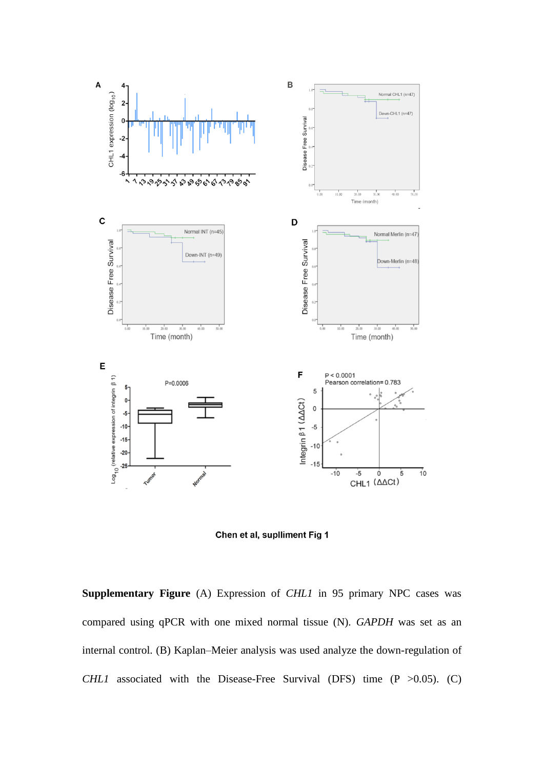Chen et al, suplliment Fig 1

**Supplementary Figure** (A) Expression of *CHL1* in 95 primary NPC cases was compared using qPCR with one mixed normal tissue (N). *GAPDH* was set as an internal control. (B) Kaplan–Meier analysis was used analyze the down-regulation of *CHL1* associated with the Disease-Free Survival (DFS) time (P >0.05). (C)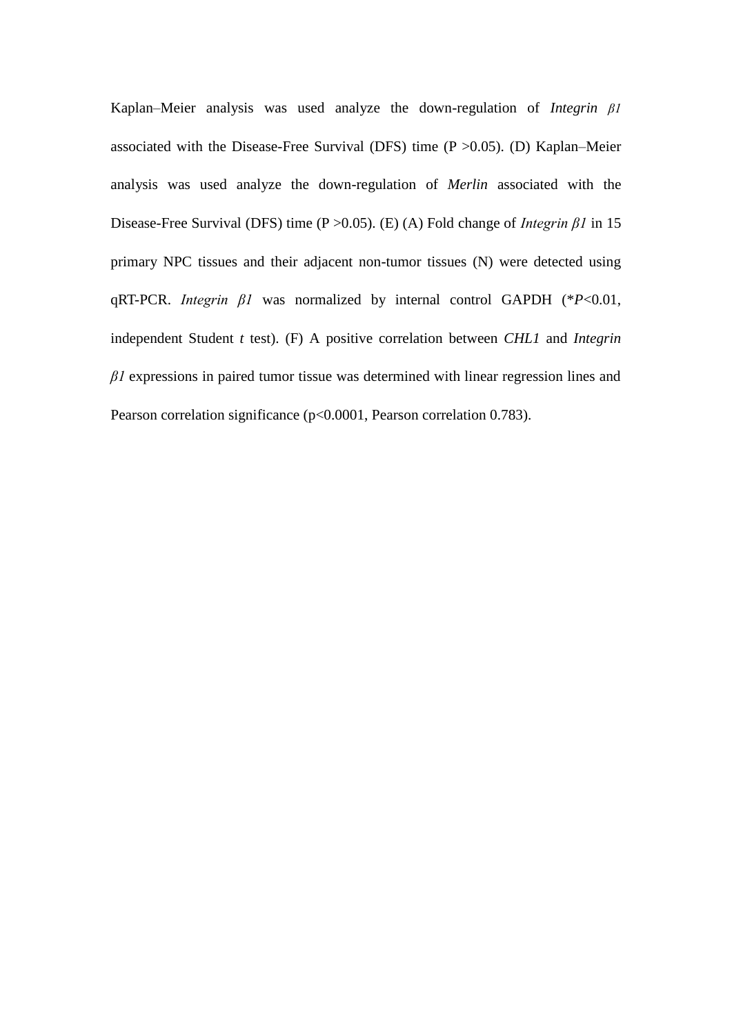Kaplan–Meier analysis was used analyze the down-regulation of *Integrin β1* associated with the Disease-Free Survival (DFS) time (P >0.05). (D) Kaplan–Meier analysis was used analyze the down-regulation of *Merlin* associated with the Disease-Free Survival (DFS) time (P >0.05). (E) (A) Fold change of *Integrin β1* in 15 primary NPC tissues and their adjacent non-tumor tissues (N) were detected using qRT-PCR. *Integrin β1* was normalized by internal control GAPDH (\**P*<0.01, independent Student *t* test). (F) A positive correlation between *CHL1* and *Integrin β1* expressions in paired tumor tissue was determined with linear regression lines and Pearson correlation significance (p<0.0001, Pearson correlation 0.783).